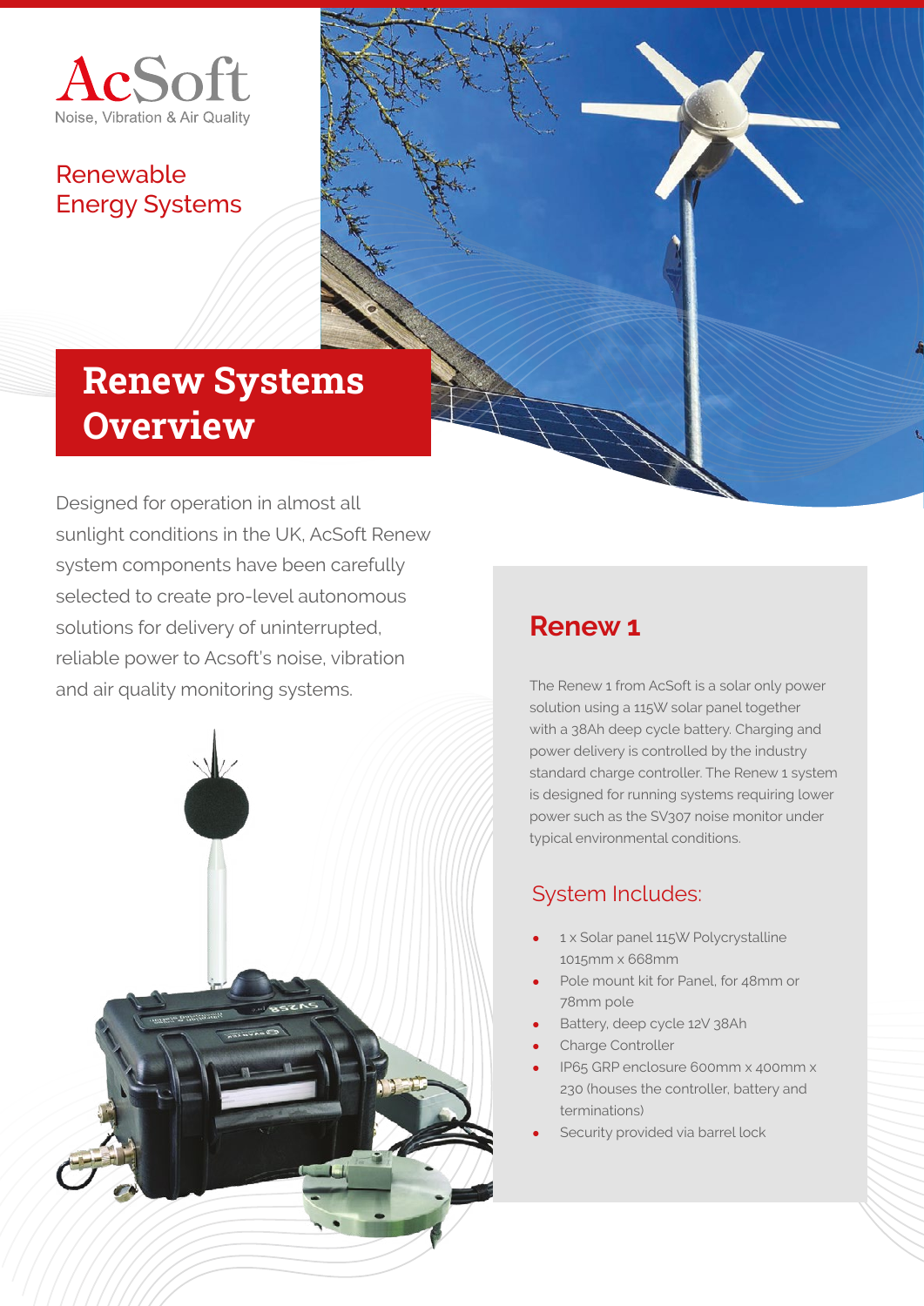AcSoft
Noise, Vibration & Air Quality

Renewable Energy Systems

# Renew Systems Overview

Designed for operation in almost all sunlight conditions in the UK, AcSoft Renew system components have been carefully selected to create pro-level autonomous solutions for delivery of uninterrupted, reliable power to Acsoft's noise, vibration and air quality monitoring systems.

## Renew 1

The Renew 1 from AcSoft is a solar only power solution using a 115W solar panel together with a 38Ah deep cycle battery. Charging and power delivery is controlled by the industry standard charge controller. The Renew 1 system is designed for running systems requiring lower power such as the SV307 noise monitor under typical environmental conditions.

### System Includes:

- 1 x Solar panel 115W Polycrystalline 1015mm x 668mm
- Pole mount kit for Panel, for 48mm or 78mm pole
- Battery, deep cycle 12V 38Ah
- Charge Controller
- IP65 GRP enclosure 600mm x 400mm x 230 (houses the controller, battery and terminations)
- Security provided via barrel lock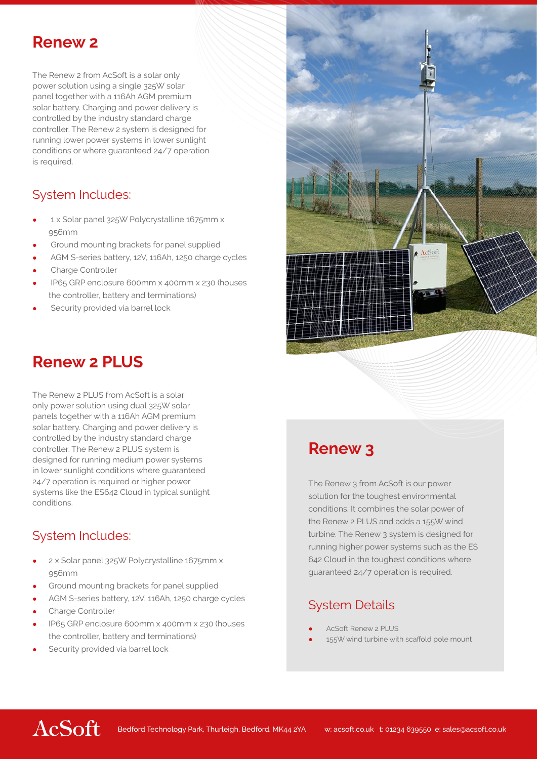## Renew 2

The Renew 2 from AcSoft is a solar only power solution using a single 325W solar panel together with a 116Ah AGM premium solar battery. Charging and power delivery is controlled by the industry standard charge controller. The Renew 2 system is designed for running lower power systems in lower sunlight conditions or where guaranteed 24/7 operation is required.

### System Includes:

- 1 x Solar panel 325W Polycrystalline 1675mm x 956mm
- Ground mounting brackets for panel supplied
- AGM S-series battery, 12V, 116Ah, 1250 charge cycles
- Charge Controller
- IP65 GRP enclosure 600mm x 400mm x 230 (houses the controller, battery and terminations)
- Security provided via barrel lock

## Renew 2 PLUS

The Renew 2 PLUS from AcSoft is a solar only power solution using dual 325W solar panels together with a 116Ah AGM premium solar battery. Charging and power delivery is controlled by the industry standard charge controller. The Renew 2 PLUS system is designed for running medium power systems in lower sunlight conditions where guaranteed 24/7 operation is required or higher power systems like the ES642 Cloud in typical sunlight conditions.

### System Includes:

- 2 x Solar panel 325W Polycrystalline 1675mm x 956mm
- Ground mounting brackets for panel supplied
- AGM S-series battery, 12V, 116Ah, 1250 charge cycles
- Charge Controller
- IP65 GRP enclosure 600mm x 400mm x 230 (houses the controller, battery and terminations)
- Security provided via barrel lock

## Renew 3

The Renew 3 from AcSoft is our power solution for the toughest environmental conditions. It combines the solar power of the Renew 2 PLUS and adds a 155W wind turbine. The Renew 3 system is designed for running higher power systems such as the ES 642 Cloud in the toughest conditions where guaranteed 24/7 operation is required.

### System Details

- AcSoft Renew 2 PLUS
- 155W wind turbine with scaffold pole mount

AcSoft Bedford Technology Park, Thurleigh, Bedford, MK44 2YA w: acsoft.co.uk t: 01234 639550 e: sales@acsoft.co.uk